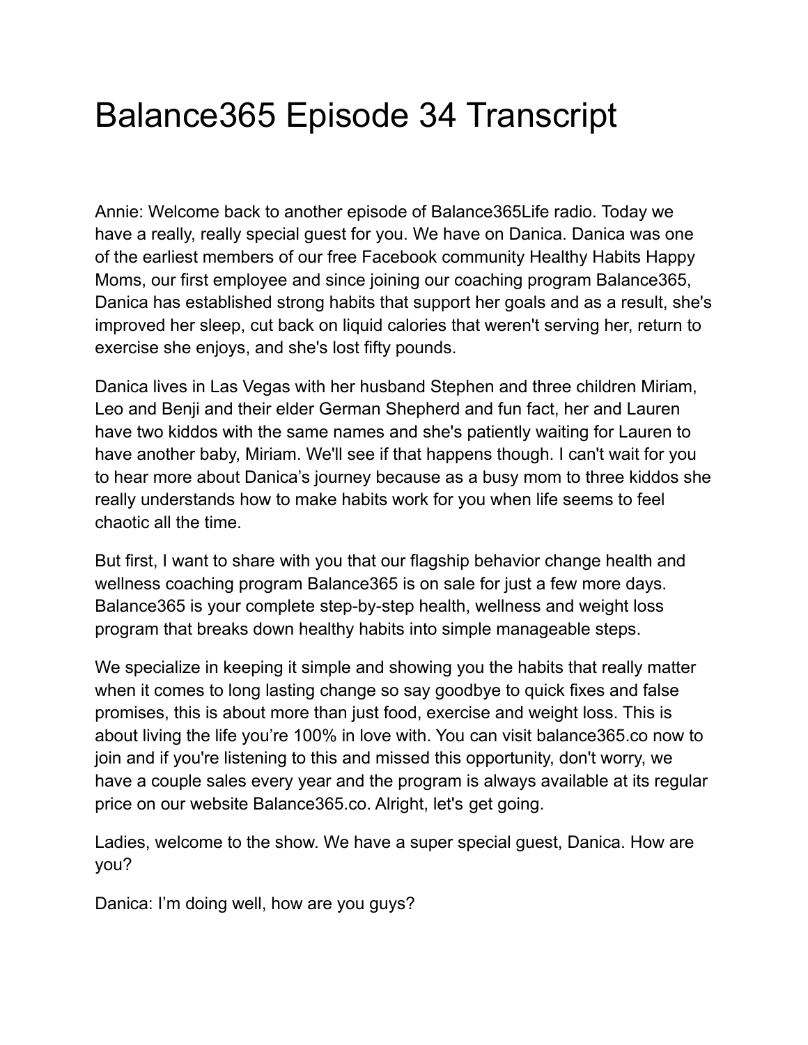# Balance365 Episode 34 Transcript

Annie: Welcome back to another episode of Balance365Life radio. Today we have a really, really special guest for you. We have on Danica. Danica was one of the earliest members of our free Facebook community Healthy Habits Happy Moms, our first employee and since joining our coaching program Balance365, Danica has established strong habits that support her goals and as a result, she's improved her sleep, cut back on liquid calories that weren't serving her, return to exercise she enjoys, and she's lost fifty pounds.

Danica lives in Las Vegas with her husband Stephen and three children Miriam, Leo and Benji and their elder German Shepherd and fun fact, her and Lauren have two kiddos with the same names and she's patiently waiting for Lauren to have another baby, Miriam. We'll see if that happens though. I can't wait for you to hear more about Danica's journey because as a busy mom to three kiddos she really understands how to make habits work for you when life seems to feel chaotic all the time.

But first, I want to share with you that our flagship behavior change health and wellness coaching program Balance365 is on sale for just a few more days. Balance365 is your complete step-by-step health, wellness and weight loss program that breaks down healthy habits into simple manageable steps.

We specialize in keeping it simple and showing you the habits that really matter when it comes to long lasting change so say goodbye to quick fixes and false promises, this is about more than just food, exercise and weight loss. This is about living the life you're 100% in love with. You can visit balance365.co now to join and if you're listening to this and missed this opportunity, don't worry, we have a couple sales every year and the program is always available at its regular price on our website Balance365.co. Alright, let's get going.

Ladies, welcome to the show. We have a super special guest, Danica. How are you?

Danica: I'm doing well, how are you guys?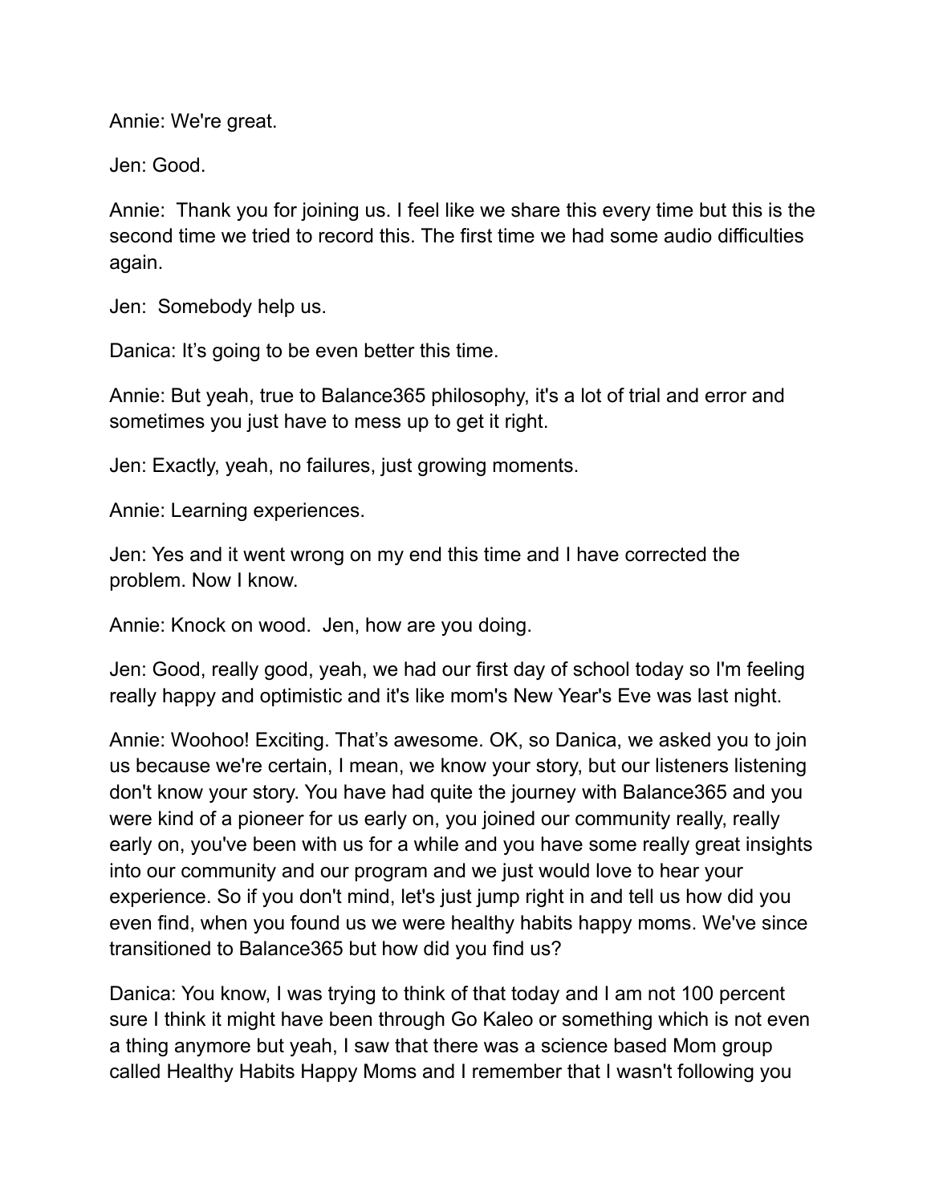Annie: We're great.

Jen: Good.

Annie: Thank you for joining us. I feel like we share this every time but this is the second time we tried to record this. The first time we had some audio difficulties again.

Jen: Somebody help us.

Danica: It's going to be even better this time.

Annie: But yeah, true to Balance365 philosophy, it's a lot of trial and error and sometimes you just have to mess up to get it right.

Jen: Exactly, yeah, no failures, just growing moments.

Annie: Learning experiences.

Jen: Yes and it went wrong on my end this time and I have corrected the problem. Now I know.

Annie: Knock on wood. Jen, how are you doing.

Jen: Good, really good, yeah, we had our first day of school today so I'm feeling really happy and optimistic and it's like mom's New Year's Eve was last night.

Annie: Woohoo! Exciting. That's awesome. OK, so Danica, we asked you to join us because we're certain, I mean, we know your story, but our listeners listening don't know your story. You have had quite the journey with Balance365 and you were kind of a pioneer for us early on, you joined our community really, really early on, you've been with us for a while and you have some really great insights into our community and our program and we just would love to hear your experience. So if you don't mind, let's just jump right in and tell us how did you even find, when you found us we were healthy habits happy moms. We've since transitioned to Balance365 but how did you find us?

Danica: You know, I was trying to think of that today and I am not 100 percent sure I think it might have been through Go Kaleo or something which is not even a thing anymore but yeah, I saw that there was a science based Mom group called Healthy Habits Happy Moms and I remember that I wasn't following you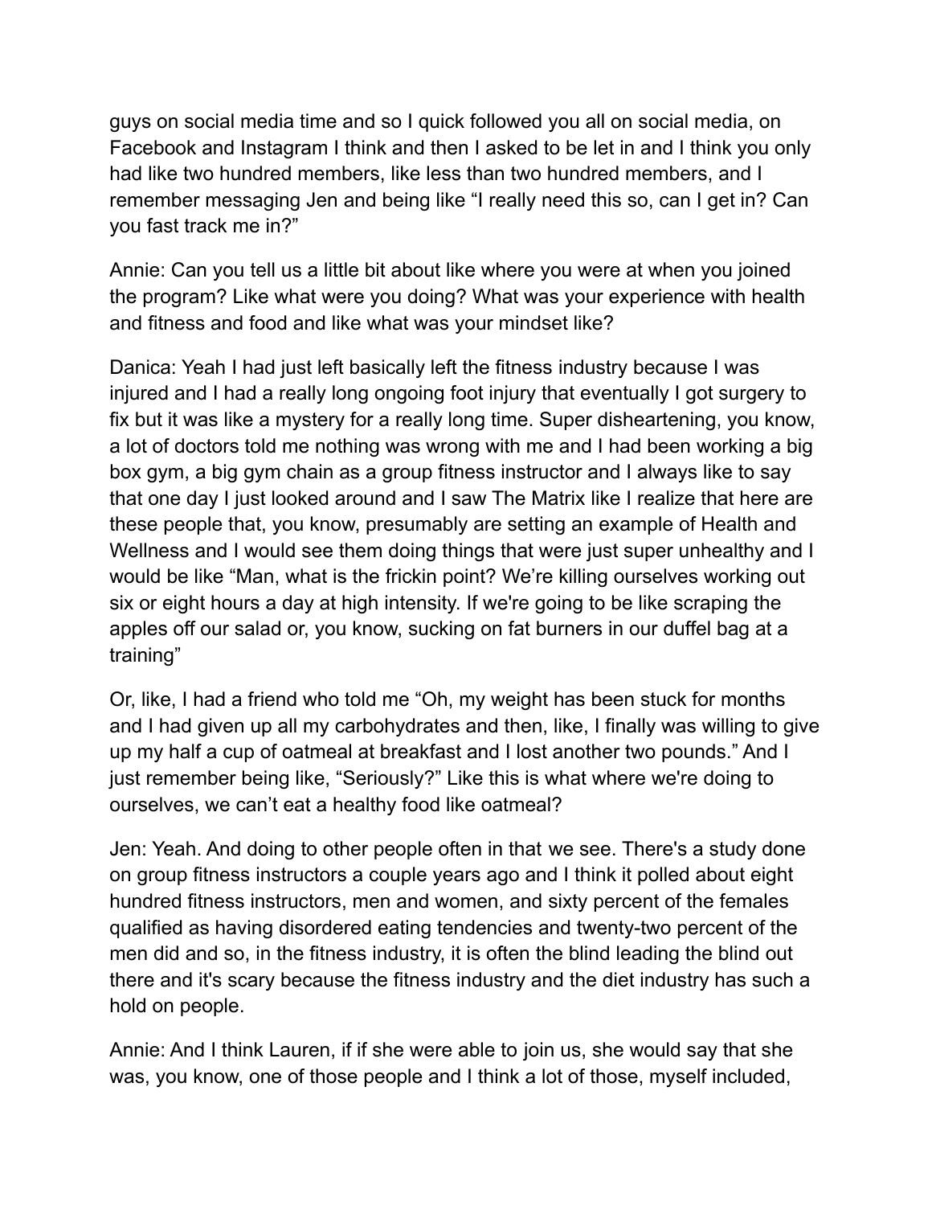guys on social media time and so I quick followed you all on social media, on Facebook and Instagram I think and then I asked to be let in and I think you only had like two hundred members, like less than two hundred members, and I remember messaging Jen and being like "I really need this so, can I get in? Can you fast track me in?"

Annie: Can you tell us a little bit about like where you were at when you joined the program? Like what were you doing? What was your experience with health and fitness and food and like what was your mindset like?

Danica: Yeah I had just left basically left the fitness industry because I was injured and I had a really long ongoing foot injury that eventually I got surgery to fix but it was like a mystery for a really long time. Super disheartening, you know, a lot of doctors told me nothing was wrong with me and I had been working a big box gym, a big gym chain as a group fitness instructor and I always like to say that one day I just looked around and I saw The Matrix like I realize that here are these people that, you know, presumably are setting an example of Health and Wellness and I would see them doing things that were just super unhealthy and I would be like "Man, what is the frickin point? We're killing ourselves working out six or eight hours a day at high intensity. If we're going to be like scraping the apples off our salad or, you know, sucking on fat burners in our duffel bag at a training"

Or, like, I had a friend who told me "Oh, my weight has been stuck for months and I had given up all my carbohydrates and then, like, I finally was willing to give up my half a cup of oatmeal at breakfast and I lost another two pounds." And I just remember being like, "Seriously?" Like this is what where we're doing to ourselves, we can't eat a healthy food like oatmeal?

Jen: Yeah. And doing to other people often in that we see. There's a study done on group fitness instructors a couple years ago and I think it polled about eight hundred fitness instructors, men and women, and sixty percent of the females qualified as having disordered eating tendencies and twenty-two percent of the men did and so, in the fitness industry, it is often the blind leading the blind out there and it's scary because the fitness industry and the diet industry has such a hold on people.

Annie: And I think Lauren, if if she were able to join us, she would say that she was, you know, one of those people and I think a lot of those, myself included,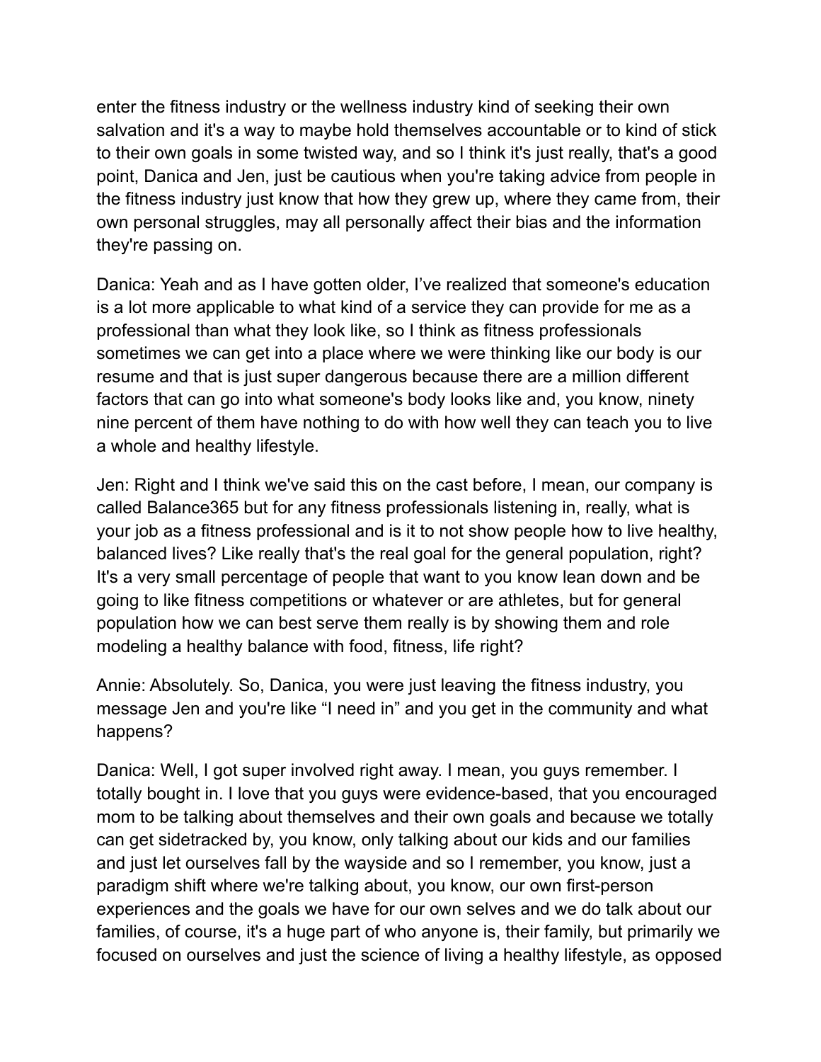enter the fitness industry or the wellness industry kind of seeking their own salvation and it's a way to maybe hold themselves accountable or to kind of stick to their own goals in some twisted way, and so I think it's just really, that's a good point, Danica and Jen, just be cautious when you're taking advice from people in the fitness industry just know that how they grew up, where they came from, their own personal struggles, may all personally affect their bias and the information they're passing on.

Danica: Yeah and as I have gotten older, I've realized that someone's education is a lot more applicable to what kind of a service they can provide for me as a professional than what they look like, so I think as fitness professionals sometimes we can get into a place where we were thinking like our body is our resume and that is just super dangerous because there are a million different factors that can go into what someone's body looks like and, you know, ninety nine percent of them have nothing to do with how well they can teach you to live a whole and healthy lifestyle.

Jen: Right and I think we've said this on the cast before, I mean, our company is called Balance365 but for any fitness professionals listening in, really, what is your job as a fitness professional and is it to not show people how to live healthy, balanced lives? Like really that's the real goal for the general population, right? It's a very small percentage of people that want to you know lean down and be going to like fitness competitions or whatever or are athletes, but for general population how we can best serve them really is by showing them and role modeling a healthy balance with food, fitness, life right?

Annie: Absolutely. So, Danica, you were just leaving the fitness industry, you message Jen and you're like "I need in" and you get in the community and what happens?

Danica: Well, I got super involved right away. I mean, you guys remember. I totally bought in. I love that you guys were evidence-based, that you encouraged mom to be talking about themselves and their own goals and because we totally can get sidetracked by, you know, only talking about our kids and our families and just let ourselves fall by the wayside and so I remember, you know, just a paradigm shift where we're talking about, you know, our own first-person experiences and the goals we have for our own selves and we do talk about our families, of course, it's a huge part of who anyone is, their family, but primarily we focused on ourselves and just the science of living a healthy lifestyle, as opposed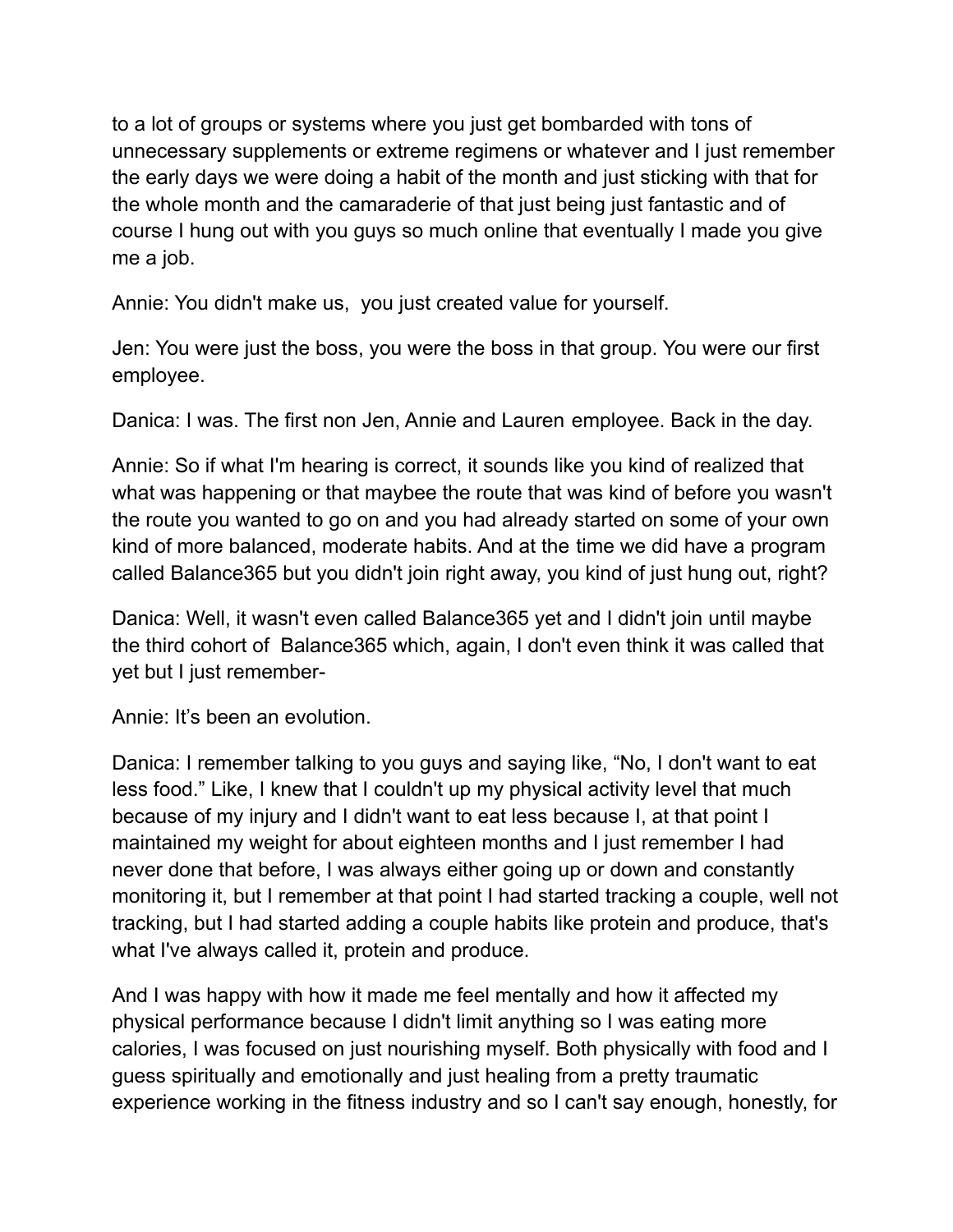to a lot of groups or systems where you just get bombarded with tons of unnecessary supplements or extreme regimens or whatever and I just remember the early days we were doing a habit of the month and just sticking with that for the whole month and the camaraderie of that just being just fantastic and of course I hung out with you guys so much online that eventually I made you give me a job.

Annie: You didn't make us,  you just created value for yourself.

Jen: You were just the boss, you were the boss in that group. You were our first employee.

Danica: I was. The first non Jen, Annie and Lauren employee. Back in the day.

Annie: So if what I'm hearing is correct, it sounds like you kind of realized that what was happening or that maybee the route that was kind of before you wasn't the route you wanted to go on and you had already started on some of your own kind of more balanced, moderate habits. And at the time we did have a program called Balance365 but you didn't join right away, you kind of just hung out, right?

Danica: Well, it wasn't even called Balance365 yet and I didn't join until maybe the third cohort of  Balance365 which, again, I don't even think it was called that yet but I just remember-

Annie: It's been an evolution.

Danica: I remember talking to you guys and saying like, "No, I don't want to eat less food." Like, I knew that I couldn't up my physical activity level that much because of my injury and I didn't want to eat less because I, at that point I maintained my weight for about eighteen months and I just remember I had never done that before, I was always either going up or down and constantly monitoring it, but I remember at that point I had started tracking a couple, well not tracking, but I had started adding a couple habits like protein and produce, that's what I've always called it, protein and produce.

And I was happy with how it made me feel mentally and how it affected my physical performance because I didn't limit anything so I was eating more calories, I was focused on just nourishing myself. Both physically with food and I guess spiritually and emotionally and just healing from a pretty traumatic experience working in the fitness industry and so I can't say enough, honestly, for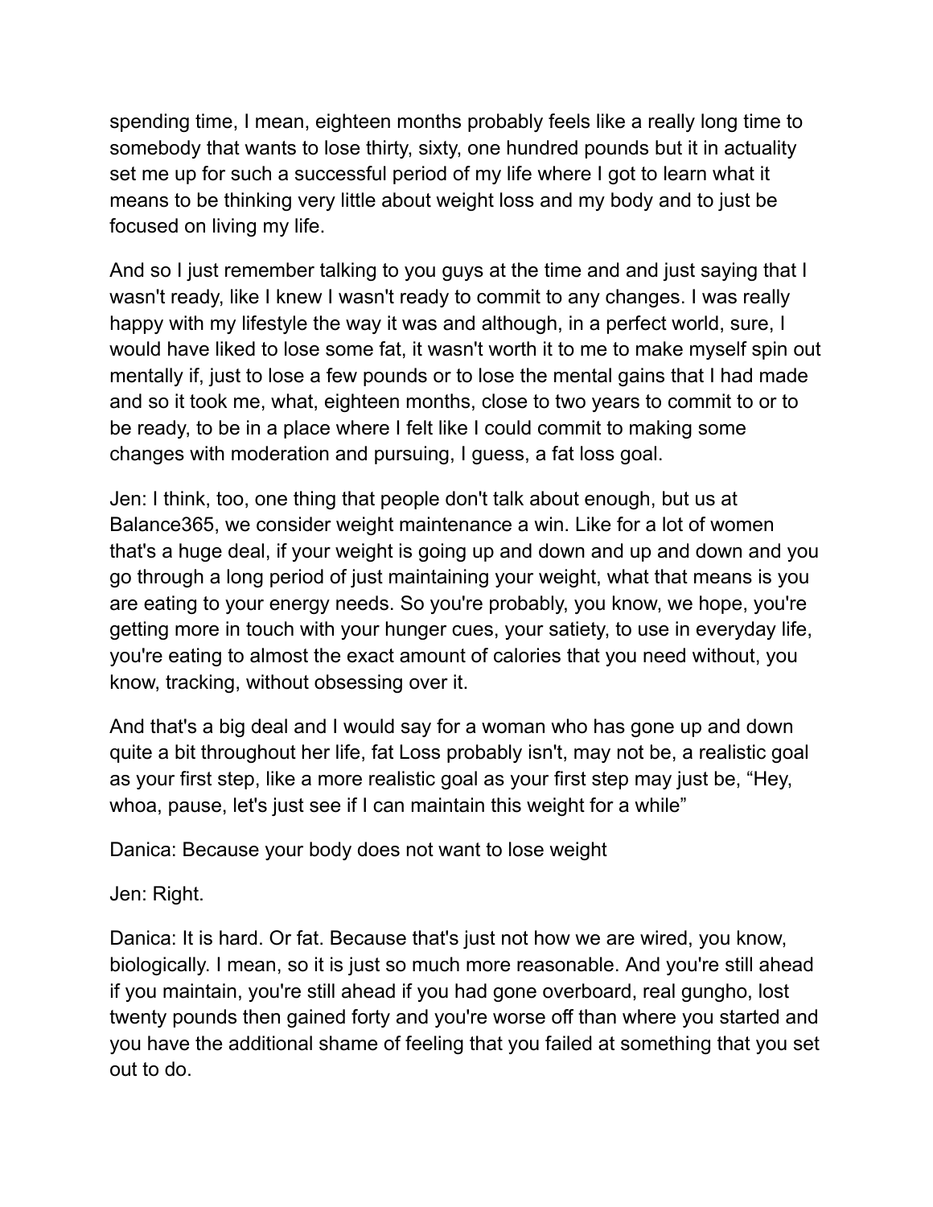spending time, I mean, eighteen months probably feels like a really long time to somebody that wants to lose thirty, sixty, one hundred pounds but it in actuality set me up for such a successful period of my life where I got to learn what it means to be thinking very little about weight loss and my body and to just be focused on living my life.

And so I just remember talking to you guys at the time and and just saying that I wasn't ready, like I knew I wasn't ready to commit to any changes. I was really happy with my lifestyle the way it was and although, in a perfect world, sure, I would have liked to lose some fat, it wasn't worth it to me to make myself spin out mentally if, just to lose a few pounds or to lose the mental gains that I had made and so it took me, what, eighteen months, close to two years to commit to or to be ready, to be in a place where I felt like I could commit to making some changes with moderation and pursuing, I guess, a fat loss goal.

Jen: I think, too, one thing that people don't talk about enough, but us at Balance365, we consider weight maintenance a win. Like for a lot of women that's a huge deal, if your weight is going up and down and up and down and you go through a long period of just maintaining your weight, what that means is you are eating to your energy needs. So you're probably, you know, we hope, you're getting more in touch with your hunger cues, your satiety, to use in everyday life, you're eating to almost the exact amount of calories that you need without, you know, tracking, without obsessing over it.

And that's a big deal and I would say for a woman who has gone up and down quite a bit throughout her life, fat Loss probably isn't, may not be, a realistic goal as your first step, like a more realistic goal as your first step may just be, "Hey, whoa, pause, let's just see if I can maintain this weight for a while"

Danica: Because your body does not want to lose weight

Jen: Right.

Danica: It is hard. Or fat. Because that's just not how we are wired, you know, biologically. I mean, so it is just so much more reasonable. And you're still ahead if you maintain, you're still ahead if you had gone overboard, real gungho, lost twenty pounds then gained forty and you're worse off than where you started and you have the additional shame of feeling that you failed at something that you set out to do.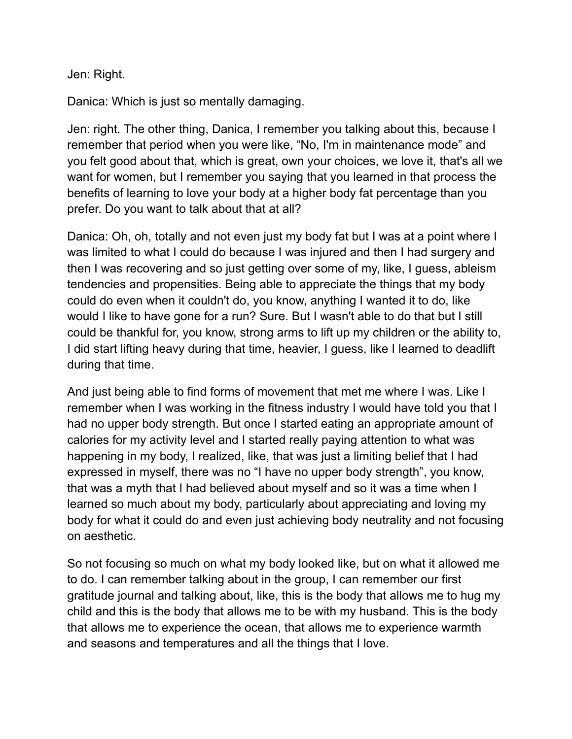Jen: Right.

Danica: Which is just so mentally damaging.

Jen: right. The other thing, Danica, I remember you talking about this, because I remember that period when you were like, “No, I'm in maintenance mode” and you felt good about that, which is great, own your choices, we love it, that's all we want for women, but I remember you saying that you learned in that process the benefits of learning to love your body at a higher body fat percentage than you prefer. Do you want to talk about that at all?

Danica: Oh, oh, totally and not even just my body fat but I was at a point where I was limited to what I could do because I was injured and then I had surgery and then I was recovering and so just getting over some of my, like, I guess, ableism tendencies and propensities. Being able to appreciate the things that my body could do even when it couldn't do, you know, anything I wanted it to do, like would I like to have gone for a run? Sure. But I wasn't able to do that but I still could be thankful for, you know, strong arms to lift up my children or the ability to, I did start lifting heavy during that time, heavier, I guess, like I learned to deadlift during that time.

And just being able to find forms of movement that met me where I was. Like I remember when I was working in the fitness industry I would have told you that I had no upper body strength. But once I started eating an appropriate amount of calories for my activity level and I started really paying attention to what was happening in my body, I realized, like, that was just a limiting belief that I had expressed in myself, there was no “I have no upper body strength”, you know, that was a myth that I had believed about myself and so it was a time when I learned so much about my body, particularly about appreciating and loving my body for what it could do and even just achieving body neutrality and not focusing on aesthetic.

So not focusing so much on what my body looked like, but on what it allowed me to do. I can remember talking about in the group, I can remember our first gratitude journal and talking about, like, this is the body that allows me to hug my child and this is the body that allows me to be with my husband. This is the body that allows me to experience the ocean, that allows me to experience warmth and seasons and temperatures and all the things that I love.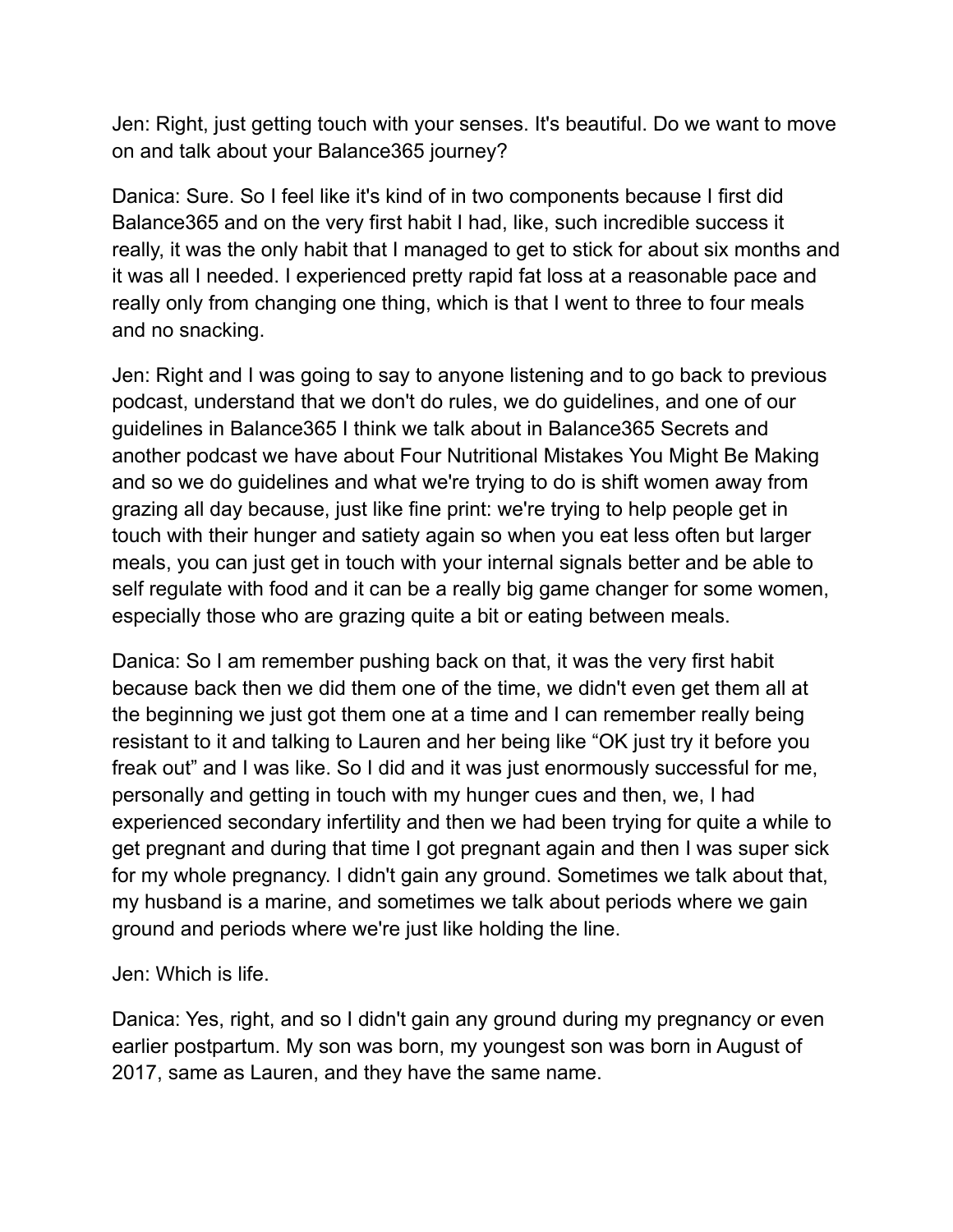Jen: Right, just getting touch with your senses. It's beautiful. Do we want to move on and talk about your Balance365 journey?

Danica: Sure. So I feel like it's kind of in two components because I first did Balance365 and on the very first habit I had, like, such incredible success it really, it was the only habit that I managed to get to stick for about six months and it was all I needed. I experienced pretty rapid fat loss at a reasonable pace and really only from changing one thing, which is that I went to three to four meals and no snacking.

Jen: Right and I was going to say to anyone listening and to go back to previous podcast, understand that we don't do rules, we do guidelines, and one of our guidelines in Balance365 I think we talk about in Balance365 Secrets and another podcast we have about Four Nutritional Mistakes You Might Be Making and so we do guidelines and what we're trying to do is shift women away from grazing all day because, just like fine print: we're trying to help people get in touch with their hunger and satiety again so when you eat less often but larger meals, you can just get in touch with your internal signals better and be able to self regulate with food and it can be a really big game changer for some women, especially those who are grazing quite a bit or eating between meals.

Danica: So I am remember pushing back on that, it was the very first habit because back then we did them one of the time, we didn't even get them all at the beginning we just got them one at a time and I can remember really being resistant to it and talking to Lauren and her being like "OK just try it before you freak out" and I was like. So I did and it was just enormously successful for me, personally and getting in touch with my hunger cues and then, we, I had experienced secondary infertility and then we had been trying for quite a while to get pregnant and during that time I got pregnant again and then I was super sick for my whole pregnancy. I didn't gain any ground. Sometimes we talk about that, my husband is a marine, and sometimes we talk about periods where we gain ground and periods where we're just like holding the line.

Jen: Which is life.

Danica: Yes, right, and so I didn't gain any ground during my pregnancy or even earlier postpartum. My son was born, my youngest son was born in August of 2017, same as Lauren, and they have the same name.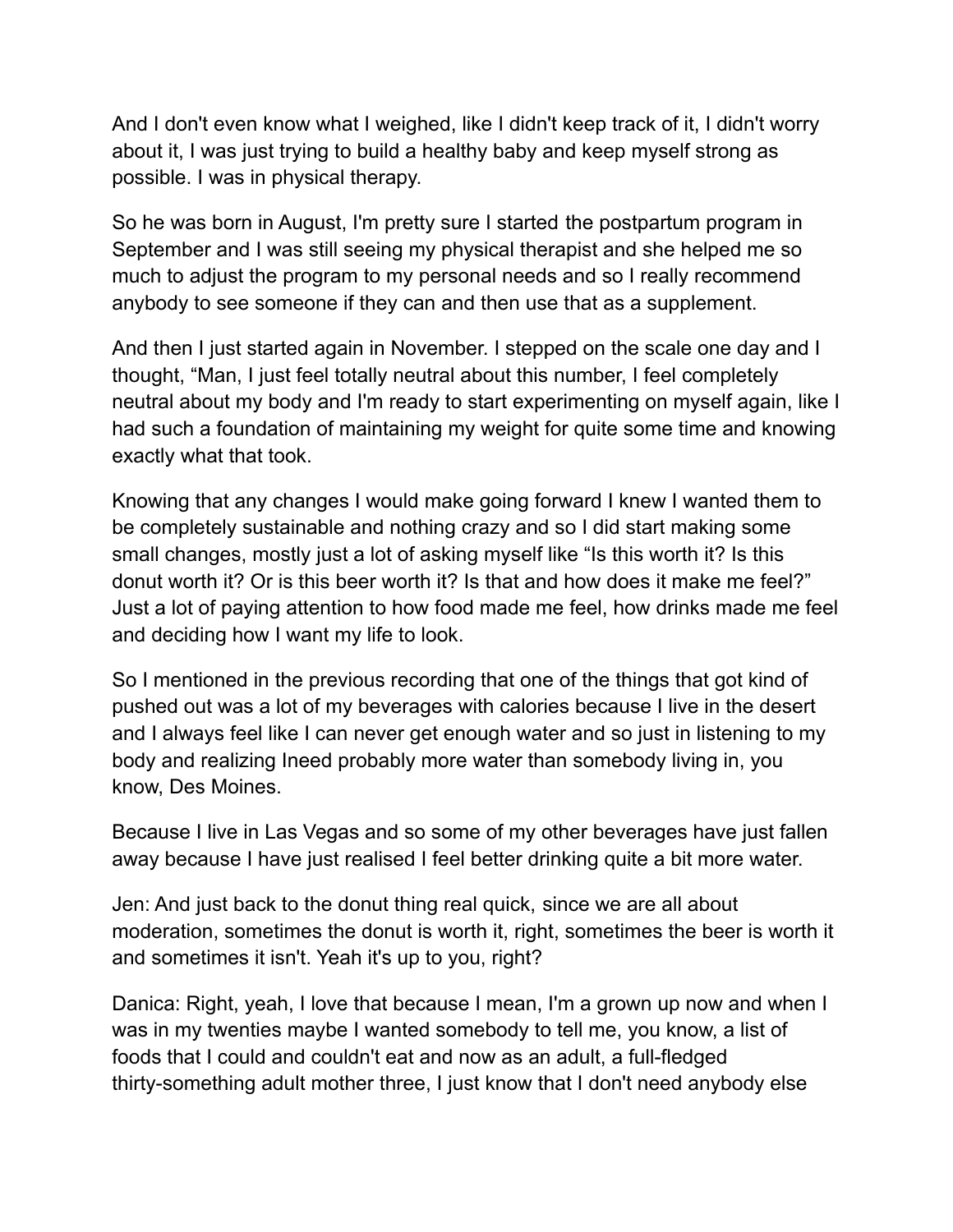And I don't even know what I weighed, like I didn't keep track of it, I didn't worry about it, I was just trying to build a healthy baby and keep myself strong as possible. I was in physical therapy.

So he was born in August, I'm pretty sure I started the postpartum program in September and I was still seeing my physical therapist and she helped me so much to adjust the program to my personal needs and so I really recommend anybody to see someone if they can and then use that as a supplement.

And then I just started again in November. I stepped on the scale one day and I thought, "Man, I just feel totally neutral about this number, I feel completely neutral about my body and I'm ready to start experimenting on myself again, like I had such a foundation of maintaining my weight for quite some time and knowing exactly what that took.

Knowing that any changes I would make going forward I knew I wanted them to be completely sustainable and nothing crazy and so I did start making some small changes, mostly just a lot of asking myself like "Is this worth it? Is this donut worth it? Or is this beer worth it? Is that and how does it make me feel?" Just a lot of paying attention to how food made me feel, how drinks made me feel and deciding how I want my life to look.

So I mentioned in the previous recording that one of the things that got kind of pushed out was a lot of my beverages with calories because I live in the desert and I always feel like I can never get enough water and so just in listening to my body and realizing Ineed probably more water than somebody living in, you know, Des Moines.

Because I live in Las Vegas and so some of my other beverages have just fallen away because I have just realised I feel better drinking quite a bit more water.

Jen: And just back to the donut thing real quick, since we are all about moderation, sometimes the donut is worth it, right, sometimes the beer is worth it and sometimes it isn't. Yeah it's up to you, right?

Danica: Right, yeah, I love that because I mean, I'm a grown up now and when I was in my twenties maybe I wanted somebody to tell me, you know, a list of foods that I could and couldn't eat and now as an adult, a full-fledged thirty-something adult mother three, I just know that I don't need anybody else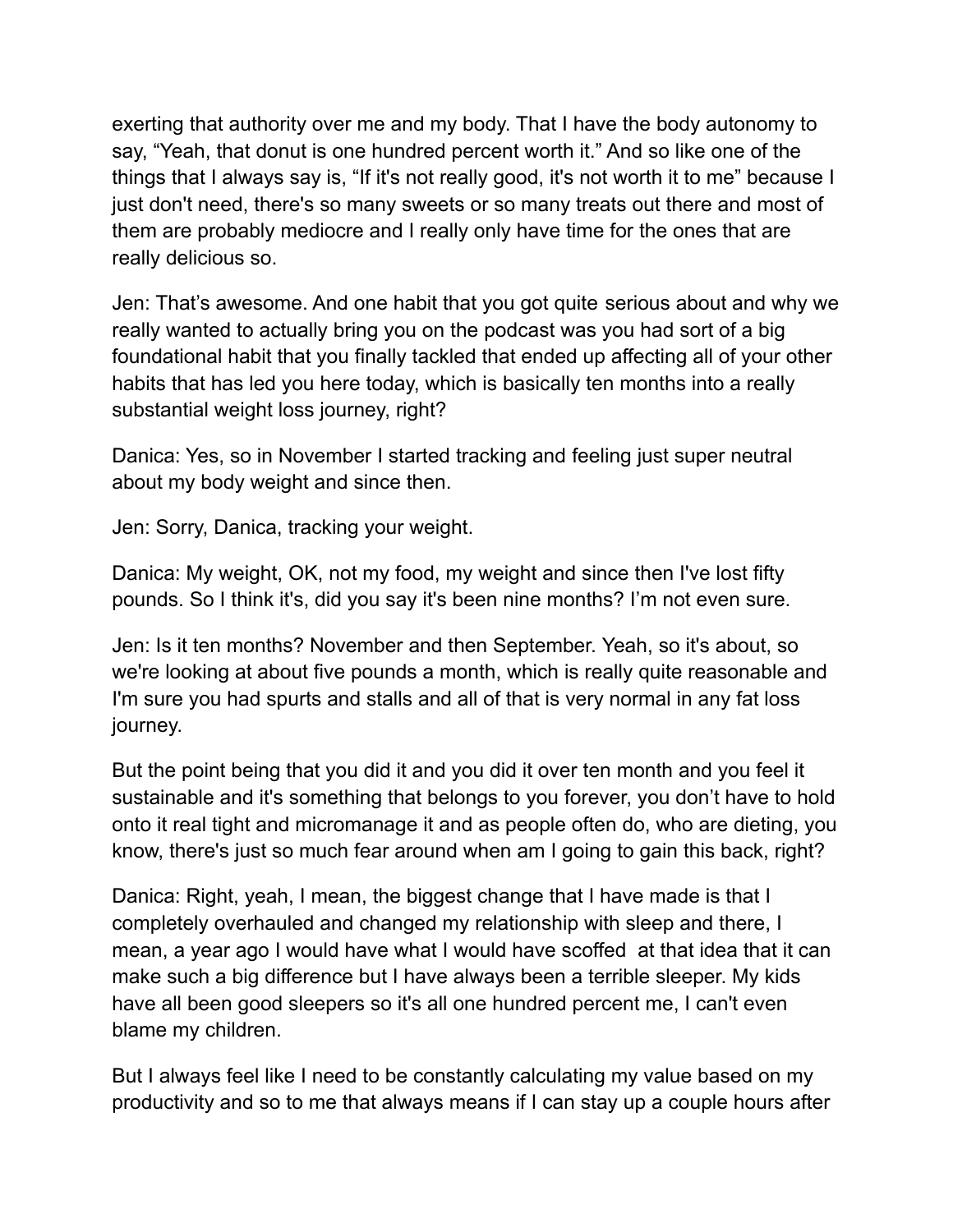exerting that authority over me and my body. That I have the body autonomy to say, "Yeah, that donut is one hundred percent worth it." And so like one of the things that I always say is, "If it's not really good, it's not worth it to me" because I just don't need, there's so many sweets or so many treats out there and most of them are probably mediocre and I really only have time for the ones that are really delicious so.

Jen: That's awesome. And one habit that you got quite serious about and why we really wanted to actually bring you on the podcast was you had sort of a big foundational habit that you finally tackled that ended up affecting all of your other habits that has led you here today, which is basically ten months into a really substantial weight loss journey, right?

Danica: Yes, so in November I started tracking and feeling just super neutral about my body weight and since then.

Jen: Sorry, Danica, tracking your weight.

Danica: My weight, OK, not my food, my weight and since then I've lost fifty pounds. So I think it's, did you say it's been nine months? I'm not even sure.

Jen: Is it ten months? November and then September. Yeah, so it's about, so we're looking at about five pounds a month, which is really quite reasonable and I'm sure you had spurts and stalls and all of that is very normal in any fat loss journey.

But the point being that you did it and you did it over ten month and you feel it sustainable and it's something that belongs to you forever, you don't have to hold onto it real tight and micromanage it and as people often do, who are dieting, you know, there's just so much fear around when am I going to gain this back, right?

Danica: Right, yeah, I mean, the biggest change that I have made is that I completely overhauled and changed my relationship with sleep and there, I mean, a year ago I would have what I would have scoffed at that idea that it can make such a big difference but I have always been a terrible sleeper. My kids have all been good sleepers so it's all one hundred percent me, I can't even blame my children.

But I always feel like I need to be constantly calculating my value based on my productivity and so to me that always means if I can stay up a couple hours after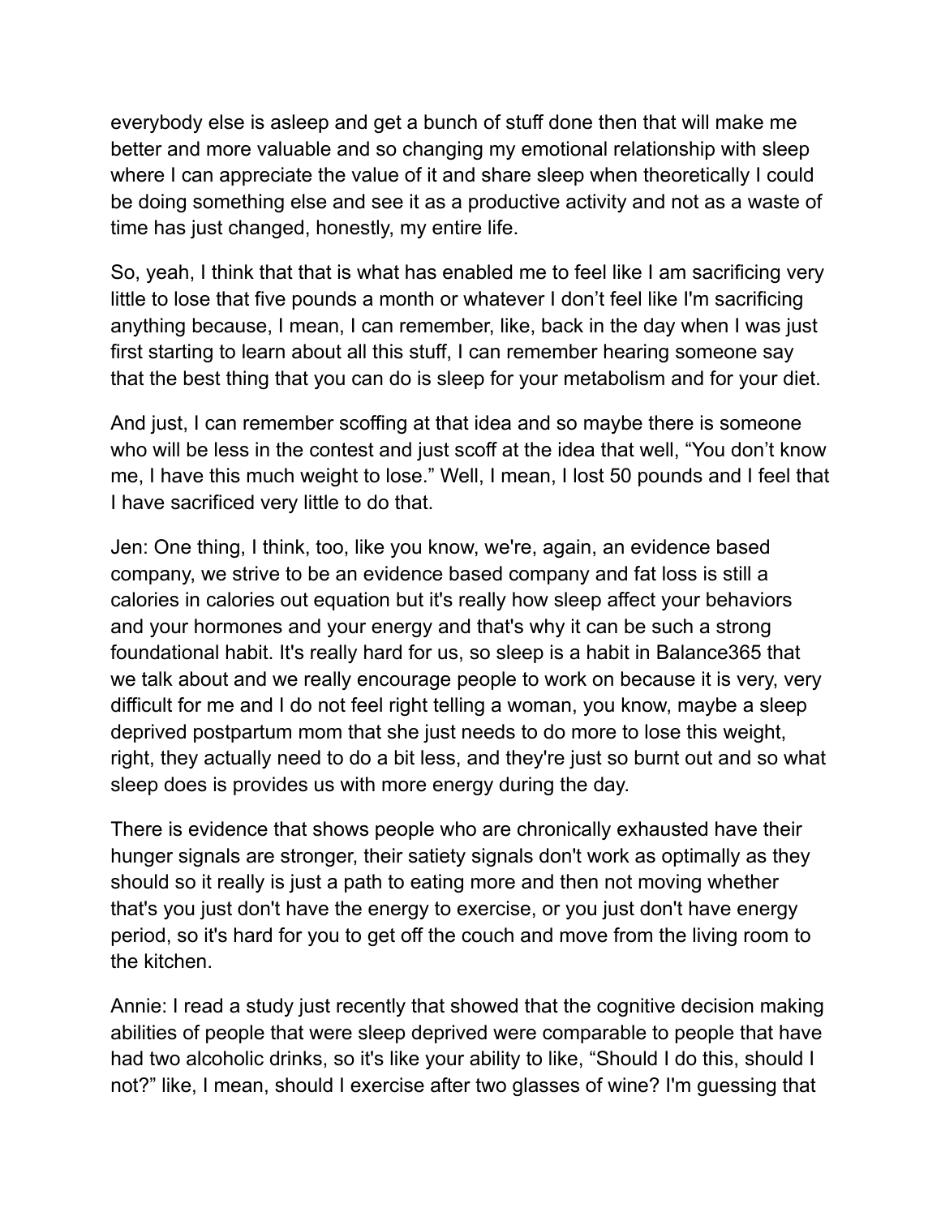everybody else is asleep and get a bunch of stuff done then that will make me better and more valuable and so changing my emotional relationship with sleep where I can appreciate the value of it and share sleep when theoretically I could be doing something else and see it as a productive activity and not as a waste of time has just changed, honestly, my entire life.

So, yeah, I think that that is what has enabled me to feel like I am sacrificing very little to lose that five pounds a month or whatever I don't feel like I'm sacrificing anything because, I mean, I can remember, like, back in the day when I was just first starting to learn about all this stuff, I can remember hearing someone say that the best thing that you can do is sleep for your metabolism and for your diet.

And just, I can remember scoffing at that idea and so maybe there is someone who will be less in the contest and just scoff at the idea that well, "You don't know me, I have this much weight to lose." Well, I mean, I lost 50 pounds and I feel that I have sacrificed very little to do that.

Jen: One thing, I think, too, like you know, we're, again, an evidence based company, we strive to be an evidence based company and fat loss is still a calories in calories out equation but it's really how sleep affect your behaviors and your hormones and your energy and that's why it can be such a strong foundational habit. It's really hard for us, so sleep is a habit in Balance365 that we talk about and we really encourage people to work on because it is very, very difficult for me and I do not feel right telling a woman, you know, maybe a sleep deprived postpartum mom that she just needs to do more to lose this weight, right, they actually need to do a bit less, and they're just so burnt out and so what sleep does is provides us with more energy during the day.

There is evidence that shows people who are chronically exhausted have their hunger signals are stronger, their satiety signals don't work as optimally as they should so it really is just a path to eating more and then not moving whether that's you just don't have the energy to exercise, or you just don't have energy period, so it's hard for you to get off the couch and move from the living room to the kitchen.

Annie: I read a study just recently that showed that the cognitive decision making abilities of people that were sleep deprived were comparable to people that have had two alcoholic drinks, so it's like your ability to like, "Should I do this, should I not?" like, I mean, should I exercise after two glasses of wine? I'm guessing that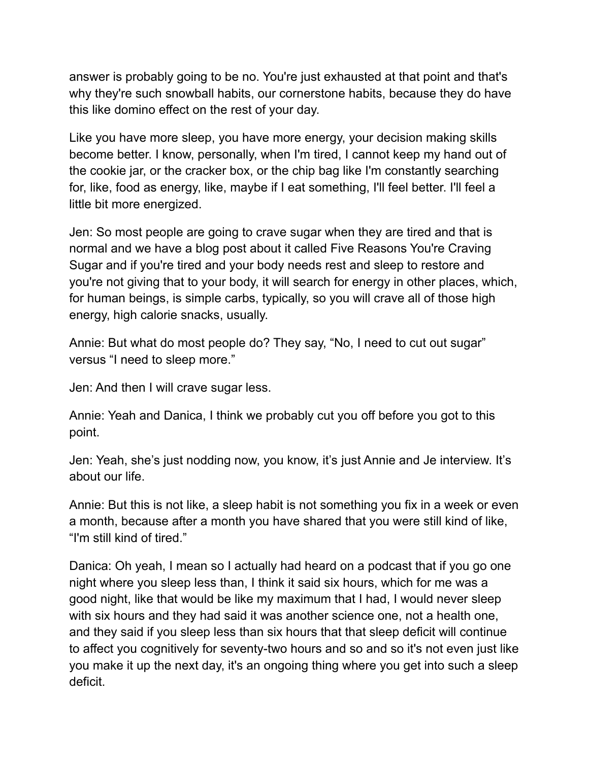answer is probably going to be no. You're just exhausted at that point and that's why they're such snowball habits, our cornerstone habits, because they do have this like domino effect on the rest of your day.

Like you have more sleep, you have more energy, your decision making skills become better. I know, personally, when I'm tired, I cannot keep my hand out of the cookie jar, or the cracker box, or the chip bag like I'm constantly searching for, like, food as energy, like, maybe if I eat something, I'll feel better. I'll feel a little bit more energized.

Jen: So most people are going to crave sugar when they are tired and that is normal and we have a blog post about it called Five Reasons You're Craving Sugar and if you're tired and your body needs rest and sleep to restore and you're not giving that to your body, it will search for energy in other places, which, for human beings, is simple carbs, typically, so you will crave all of those high energy, high calorie snacks, usually.

Annie: But what do most people do? They say, "No, I need to cut out sugar" versus "I need to sleep more."

Jen: And then I will crave sugar less.

Annie: Yeah and Danica, I think we probably cut you off before you got to this point.

Jen: Yeah, she's just nodding now, you know, it's just Annie and Je interview. It's about our life.

Annie: But this is not like, a sleep habit is not something you fix in a week or even a month, because after a month you have shared that you were still kind of like, "I'm still kind of tired."

Danica: Oh yeah, I mean so I actually had heard on a podcast that if you go one night where you sleep less than, I think it said six hours, which for me was a good night, like that would be like my maximum that I had, I would never sleep with six hours and they had said it was another science one, not a health one, and they said if you sleep less than six hours that that sleep deficit will continue to affect you cognitively for seventy-two hours and so and so it's not even just like you make it up the next day, it's an ongoing thing where you get into such a sleep deficit.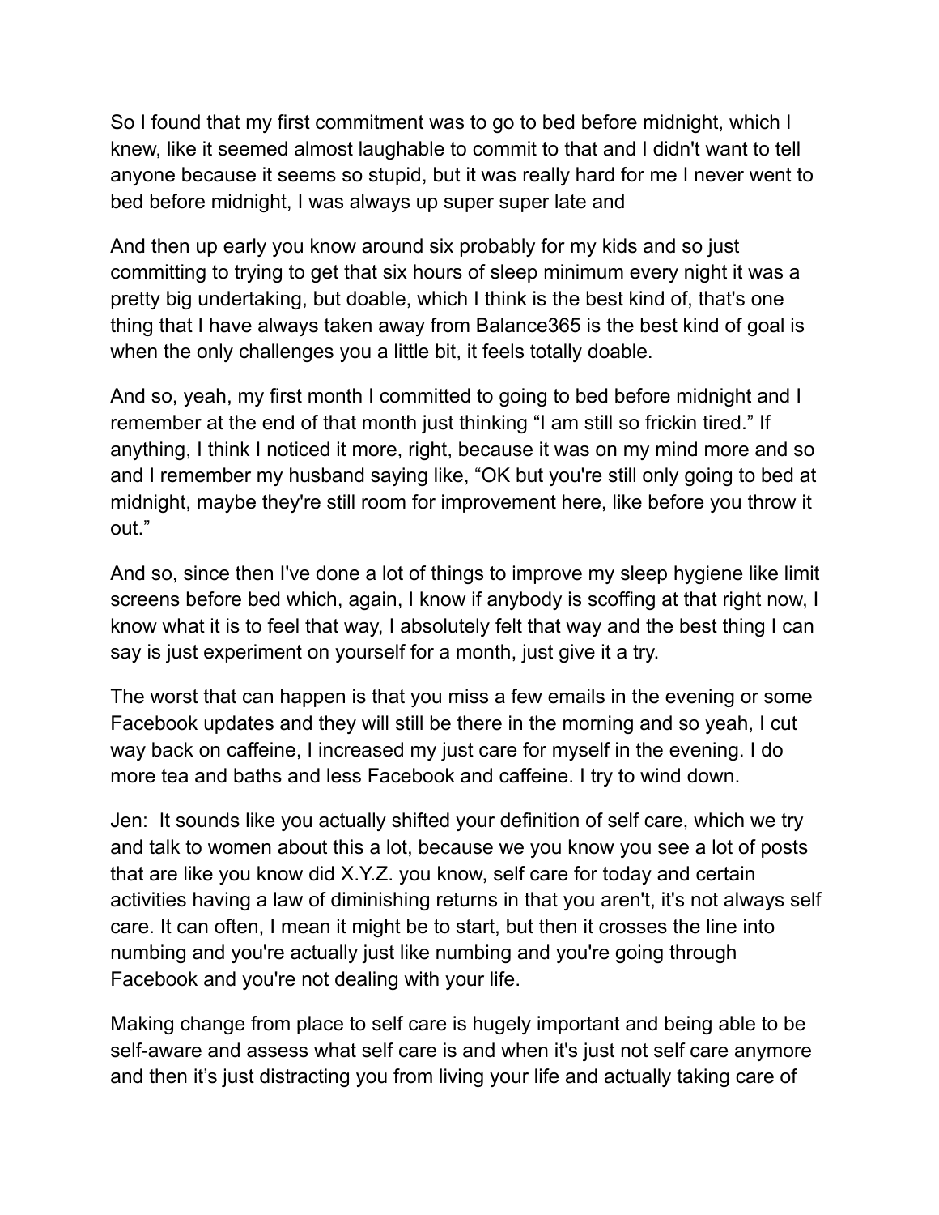So I found that my first commitment was to go to bed before midnight, which I knew, like it seemed almost laughable to commit to that and I didn't want to tell anyone because it seems so stupid, but it was really hard for me I never went to bed before midnight, I was always up super super late and

And then up early you know around six probably for my kids and so just committing to trying to get that six hours of sleep minimum every night it was a pretty big undertaking, but doable, which I think is the best kind of, that's one thing that I have always taken away from Balance365 is the best kind of goal is when the only challenges you a little bit, it feels totally doable.

And so, yeah, my first month I committed to going to bed before midnight and I remember at the end of that month just thinking "I am still so frickin tired." If anything, I think I noticed it more, right, because it was on my mind more and so and I remember my husband saying like, "OK but you're still only going to bed at midnight, maybe they're still room for improvement here, like before you throw it out."

And so, since then I've done a lot of things to improve my sleep hygiene like limit screens before bed which, again, I know if anybody is scoffing at that right now, I know what it is to feel that way, I absolutely felt that way and the best thing I can say is just experiment on yourself for a month, just give it a try.

The worst that can happen is that you miss a few emails in the evening or some Facebook updates and they will still be there in the morning and so yeah, I cut way back on caffeine, I increased my just care for myself in the evening. I do more tea and baths and less Facebook and caffeine. I try to wind down.

Jen: It sounds like you actually shifted your definition of self care, which we try and talk to women about this a lot, because we you know you see a lot of posts that are like you know did X.Y.Z. you know, self care for today and certain activities having a law of diminishing returns in that you aren't, it's not always self care. It can often, I mean it might be to start, but then it crosses the line into numbing and you're actually just like numbing and you're going through Facebook and you're not dealing with your life.

Making change from place to self care is hugely important and being able to be self-aware and assess what self care is and when it's just not self care anymore and then it's just distracting you from living your life and actually taking care of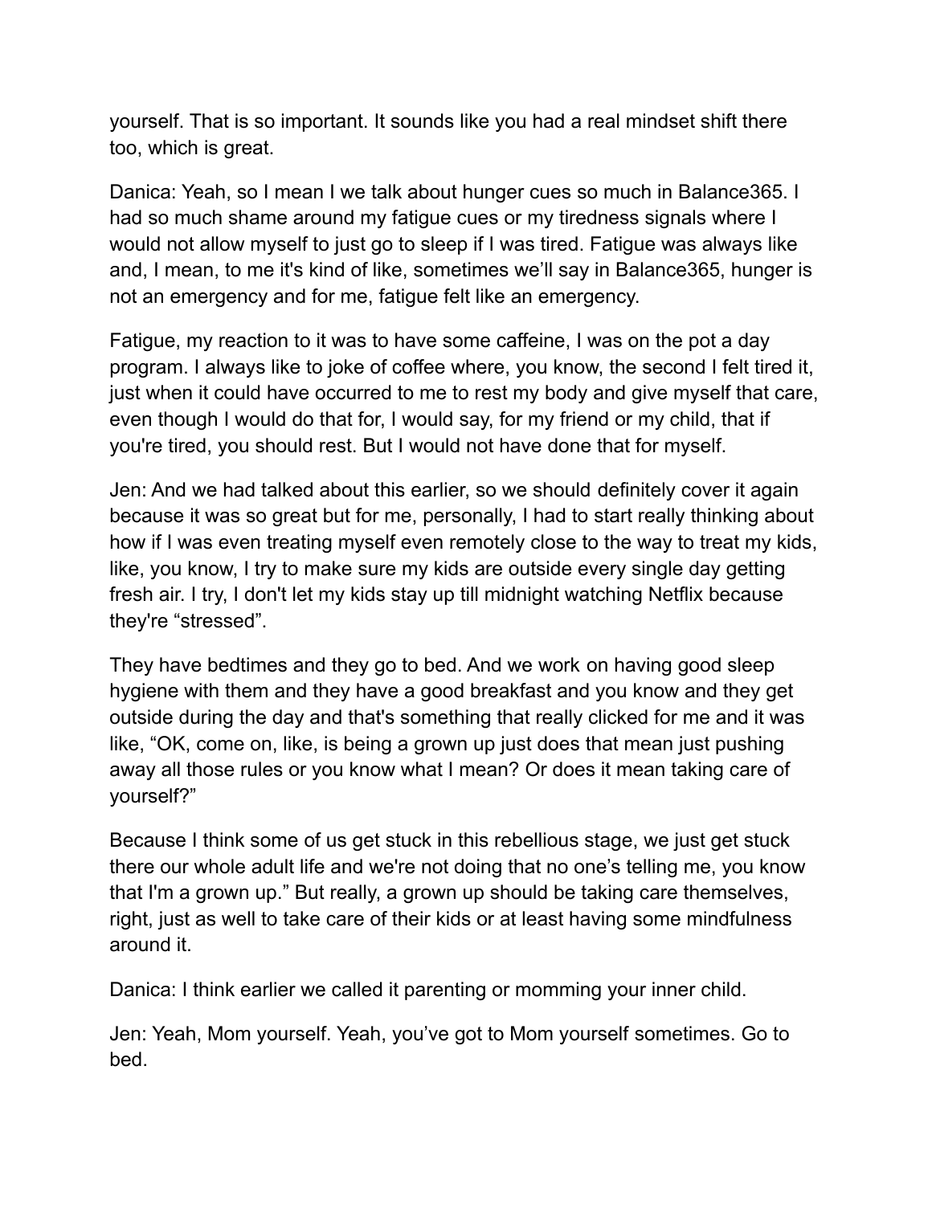yourself. That is so important. It sounds like you had a real mindset shift there too, which is great.

Danica: Yeah, so I mean I we talk about hunger cues so much in Balance365. I had so much shame around my fatigue cues or my tiredness signals where I would not allow myself to just go to sleep if I was tired. Fatigue was always like and, I mean, to me it's kind of like, sometimes we'll say in Balance365, hunger is not an emergency and for me, fatigue felt like an emergency.

Fatigue, my reaction to it was to have some caffeine, I was on the pot a day program. I always like to joke of coffee where, you know, the second I felt tired it, just when it could have occurred to me to rest my body and give myself that care, even though I would do that for, I would say, for my friend or my child, that if you're tired, you should rest. But I would not have done that for myself.

Jen: And we had talked about this earlier, so we should definitely cover it again because it was so great but for me, personally, I had to start really thinking about how if I was even treating myself even remotely close to the way to treat my kids, like, you know, I try to make sure my kids are outside every single day getting fresh air. I try, I don't let my kids stay up till midnight watching Netflix because they're "stressed".

They have bedtimes and they go to bed. And we work on having good sleep hygiene with them and they have a good breakfast and you know and they get outside during the day and that's something that really clicked for me and it was like, "OK, come on, like, is being a grown up just does that mean just pushing away all those rules or you know what I mean? Or does it mean taking care of yourself?"

Because I think some of us get stuck in this rebellious stage, we just get stuck there our whole adult life and we're not doing that no one's telling me, you know that I'm a grown up." But really, a grown up should be taking care themselves, right, just as well to take care of their kids or at least having some mindfulness around it.

Danica: I think earlier we called it parenting or momming your inner child.

Jen: Yeah, Mom yourself. Yeah, you've got to Mom yourself sometimes. Go to bed.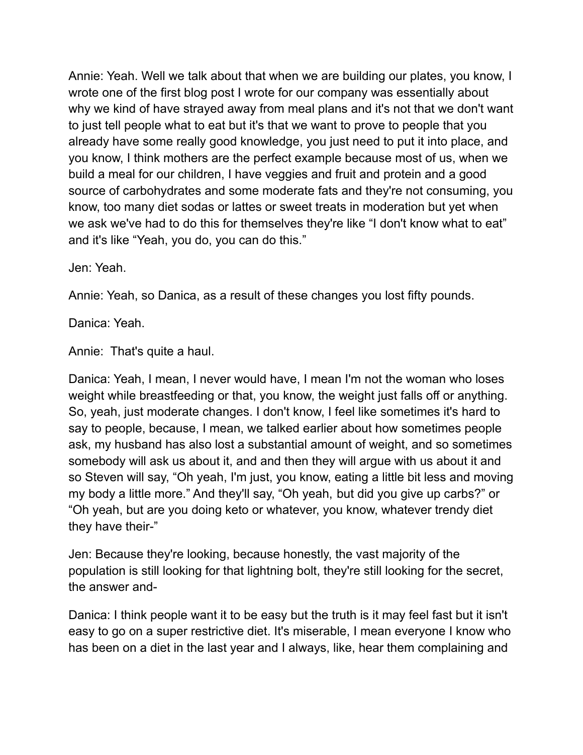Annie: Yeah. Well we talk about that when we are building our plates, you know, I wrote one of the first blog post I wrote for our company was essentially about why we kind of have strayed away from meal plans and it's not that we don't want to just tell people what to eat but it's that we want to prove to people that you already have some really good knowledge, you just need to put it into place, and you know, I think mothers are the perfect example because most of us, when we build a meal for our children, I have veggies and fruit and protein and a good source of carbohydrates and some moderate fats and they're not consuming, you know, too many diet sodas or lattes or sweet treats in moderation but yet when we ask we've had to do this for themselves they're like "I don't know what to eat" and it's like "Yeah, you do, you can do this."

Jen: Yeah.

Annie: Yeah, so Danica, as a result of these changes you lost fifty pounds.

Danica: Yeah.

Annie: That's quite a haul.

Danica: Yeah, I mean, I never would have, I mean I'm not the woman who loses weight while breastfeeding or that, you know, the weight just falls off or anything. So, yeah, just moderate changes. I don't know, I feel like sometimes it's hard to say to people, because, I mean, we talked earlier about how sometimes people ask, my husband has also lost a substantial amount of weight, and so sometimes somebody will ask us about it, and and then they will argue with us about it and so Steven will say, "Oh yeah, I'm just, you know, eating a little bit less and moving my body a little more." And they'll say, "Oh yeah, but did you give up carbs?" or "Oh yeah, but are you doing keto or whatever, you know, whatever trendy diet they have their-"

Jen: Because they're looking, because honestly, the vast majority of the population is still looking for that lightning bolt, they're still looking for the secret, the answer and-

Danica: I think people want it to be easy but the truth is it may feel fast but it isn't easy to go on a super restrictive diet. It's miserable, I mean everyone I know who has been on a diet in the last year and I always, like, hear them complaining and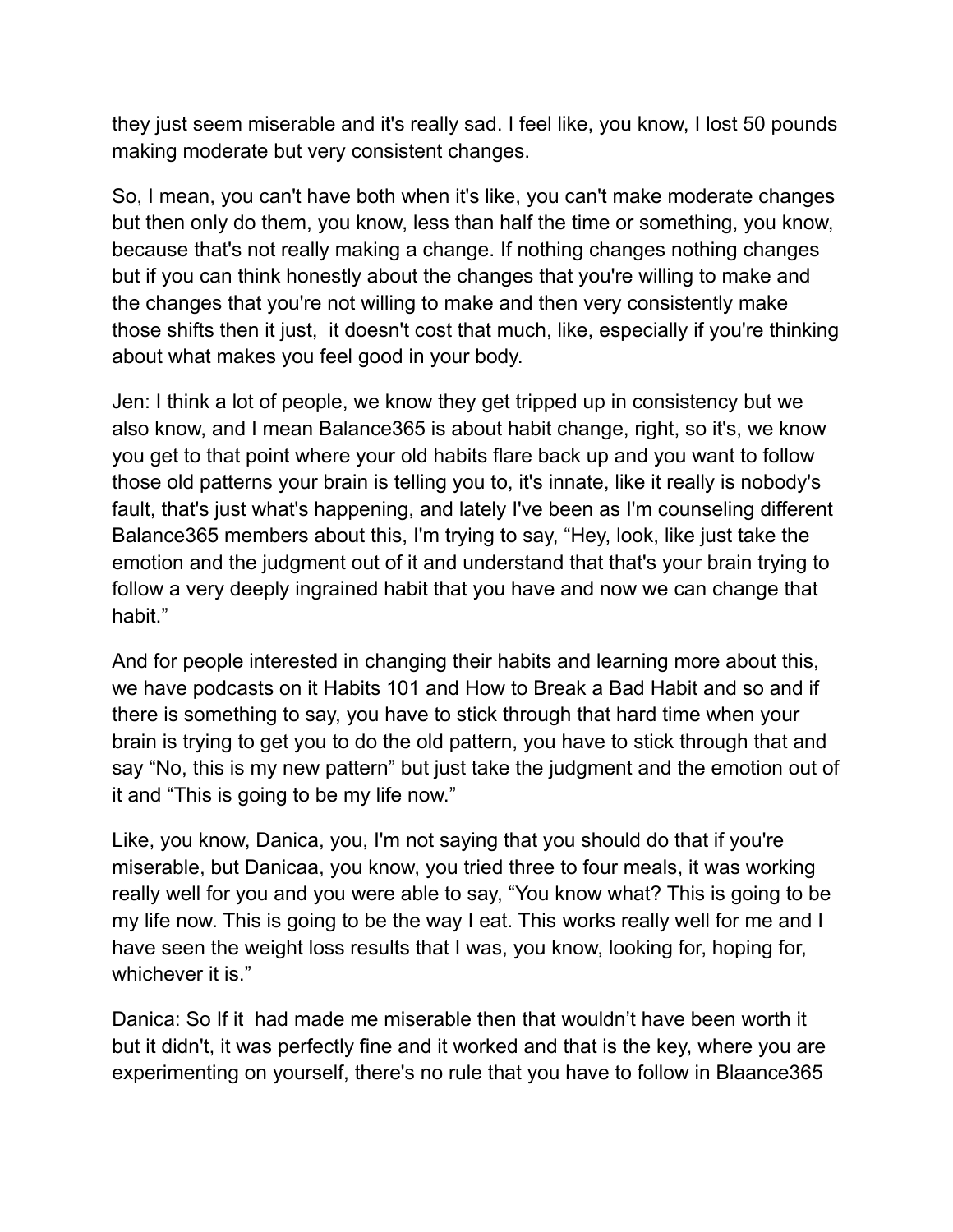they just seem miserable and it's really sad. I feel like, you know, I lost 50 pounds making moderate but very consistent changes.

So, I mean, you can't have both when it's like, you can't make moderate changes but then only do them, you know, less than half the time or something, you know, because that's not really making a change. If nothing changes nothing changes but if you can think honestly about the changes that you're willing to make and the changes that you're not willing to make and then very consistently make those shifts then it just, it doesn't cost that much, like, especially if you're thinking about what makes you feel good in your body.

Jen: I think a lot of people, we know they get tripped up in consistency but we also know, and I mean Balance365 is about habit change, right, so it's, we know you get to that point where your old habits flare back up and you want to follow those old patterns your brain is telling you to, it's innate, like it really is nobody's fault, that's just what's happening, and lately I've been as I'm counseling different Balance365 members about this, I'm trying to say, “Hey, look, like just take the emotion and the judgment out of it and understand that that's your brain trying to follow a very deeply ingrained habit that you have and now we can change that habit.”

And for people interested in changing their habits and learning more about this, we have podcasts on it Habits 101 and How to Break a Bad Habit and so and if there is something to say, you have to stick through that hard time when your brain is trying to get you to do the old pattern, you have to stick through that and say “No, this is my new pattern” but just take the judgment and the emotion out of it and “This is going to be my life now.”

Like, you know, Danica, you, I'm not saying that you should do that if you're miserable, but Danicaa, you know, you tried three to four meals, it was working really well for you and you were able to say, “You know what? This is going to be my life now. This is going to be the way I eat. This works really well for me and I have seen the weight loss results that I was, you know, looking for, hoping for, whichever it is.”

Danica: So If it had made me miserable then that wouldn't have been worth it but it didn't, it was perfectly fine and it worked and that is the key, where you are experimenting on yourself, there's no rule that you have to follow in Blaance365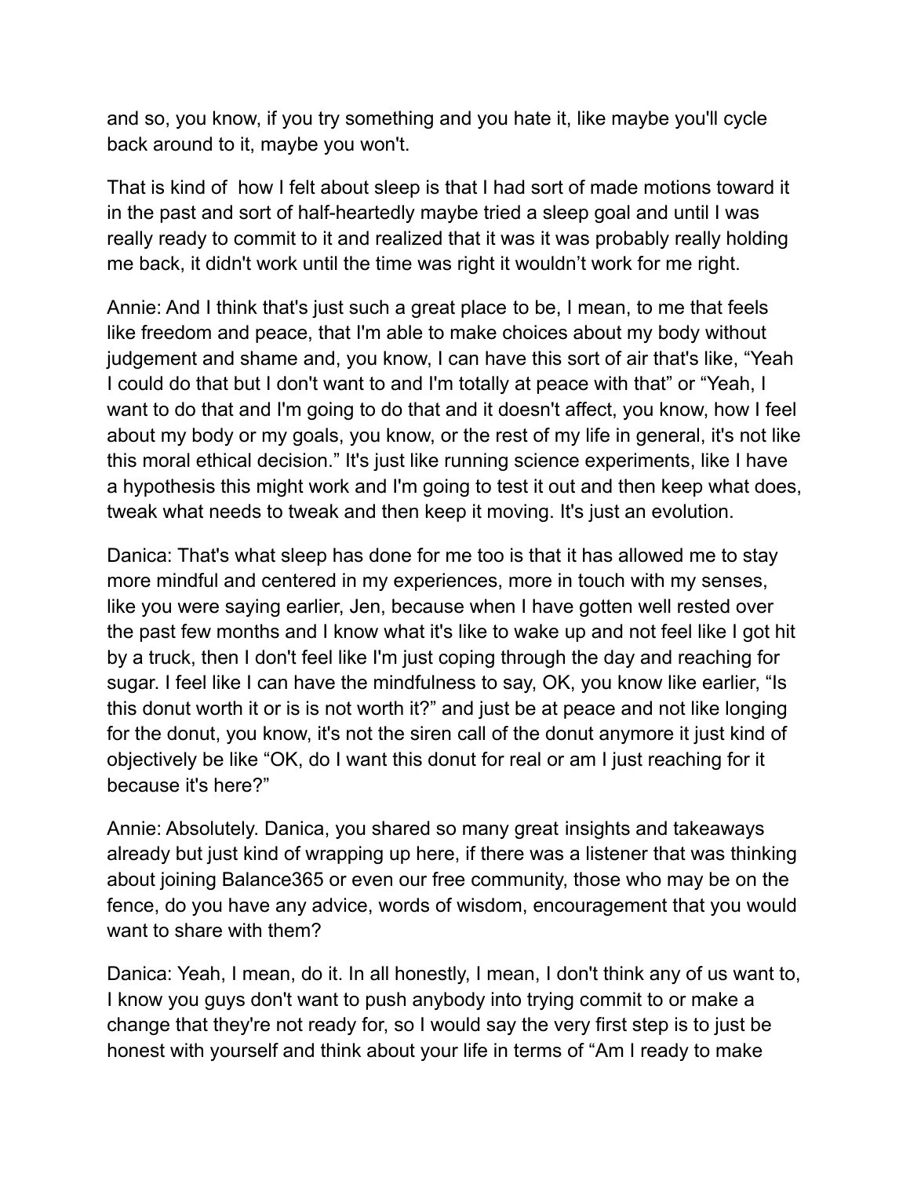and so, you know, if you try something and you hate it, like maybe you'll cycle back around to it, maybe you won't.

That is kind of  how I felt about sleep is that I had sort of made motions toward it in the past and sort of half-heartedly maybe tried a sleep goal and until I was really ready to commit to it and realized that it was it was probably really holding me back, it didn't work until the time was right it wouldn't work for me right.

Annie: And I think that's just such a great place to be, I mean, to me that feels like freedom and peace, that I'm able to make choices about my body without judgement and shame and, you know, I can have this sort of air that's like, "Yeah I could do that but I don't want to and I'm totally at peace with that" or "Yeah, I want to do that and I'm going to do that and it doesn't affect, you know, how I feel about my body or my goals, you know, or the rest of my life in general, it's not like this moral ethical decision." It's just like running science experiments, like I have a hypothesis this might work and I'm going to test it out and then keep what does, tweak what needs to tweak and then keep it moving. It's just an evolution.

Danica: That's what sleep has done for me too is that it has allowed me to stay more mindful and centered in my experiences, more in touch with my senses, like you were saying earlier, Jen, because when I have gotten well rested over the past few months and I know what it's like to wake up and not feel like I got hit by a truck, then I don't feel like I'm just coping through the day and reaching for sugar. I feel like I can have the mindfulness to say, OK, you know like earlier, "Is this donut worth it or is is not worth it?" and just be at peace and not like longing for the donut, you know, it's not the siren call of the donut anymore it just kind of objectively be like "OK, do I want this donut for real or am I just reaching for it because it's here?"

Annie: Absolutely. Danica, you shared so many great insights and takeaways already but just kind of wrapping up here, if there was a listener that was thinking about joining Balance365 or even our free community, those who may be on the fence, do you have any advice, words of wisdom, encouragement that you would want to share with them?

Danica: Yeah, I mean, do it. In all honestly, I mean, I don't think any of us want to, I know you guys don't want to push anybody into trying commit to or make a change that they're not ready for, so I would say the very first step is to just be honest with yourself and think about your life in terms of "Am I ready to make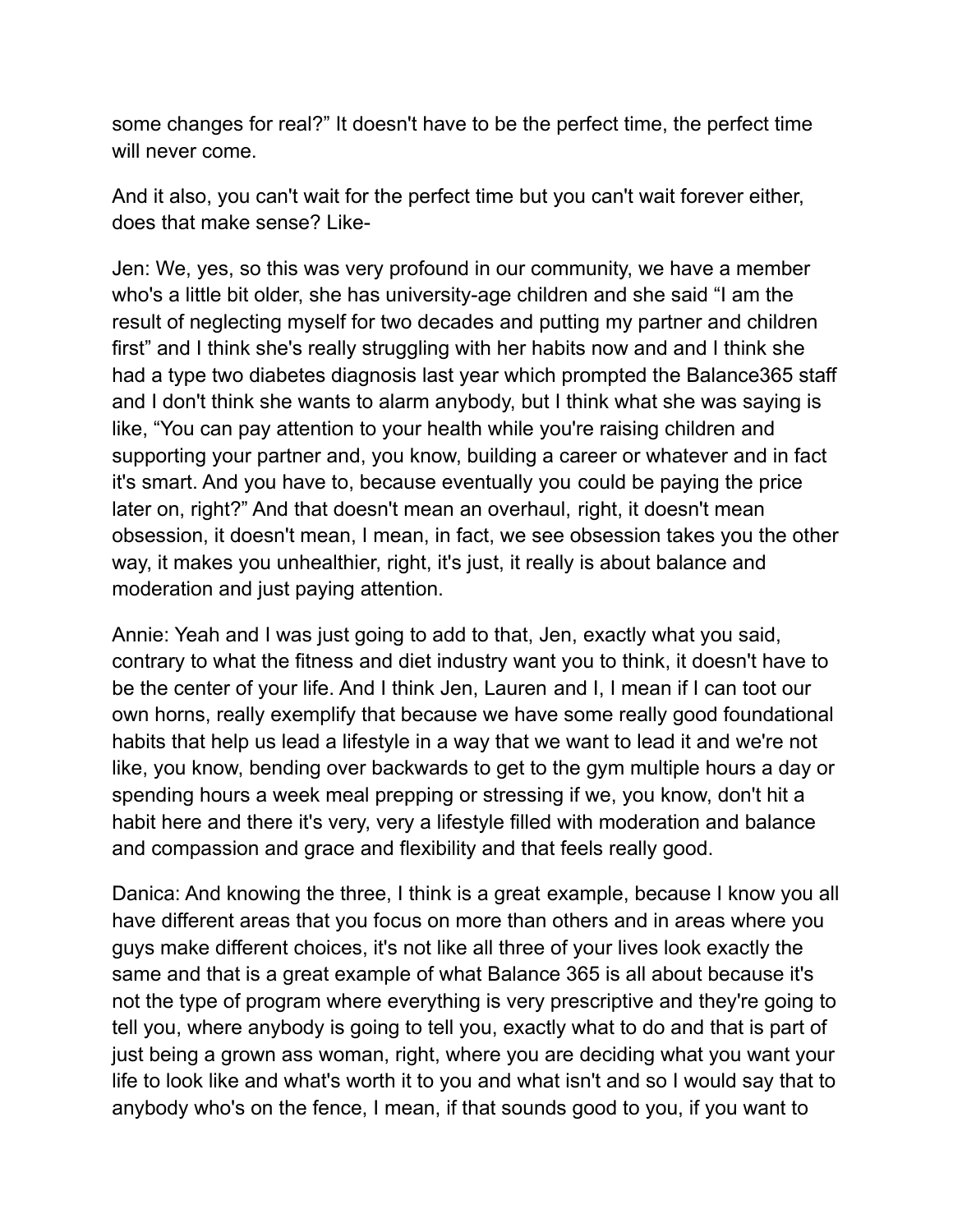some changes for real?" It doesn't have to be the perfect time, the perfect time will never come.

And it also, you can't wait for the perfect time but you can't wait forever either, does that make sense? Like-

Jen: We, yes, so this was very profound in our community, we have a member who's a little bit older, she has university-age children and she said "I am the result of neglecting myself for two decades and putting my partner and children first" and I think she's really struggling with her habits now and and I think she had a type two diabetes diagnosis last year which prompted the Balance365 staff and I don't think she wants to alarm anybody, but I think what she was saying is like, "You can pay attention to your health while you're raising children and supporting your partner and, you know, building a career or whatever and in fact it's smart. And you have to, because eventually you could be paying the price later on, right?" And that doesn't mean an overhaul, right, it doesn't mean obsession, it doesn't mean, I mean, in fact, we see obsession takes you the other way, it makes you unhealthier, right, it's just, it really is about balance and moderation and just paying attention.

Annie: Yeah and I was just going to add to that, Jen, exactly what you said, contrary to what the fitness and diet industry want you to think, it doesn't have to be the center of your life. And I think Jen, Lauren and I, I mean if I can toot our own horns, really exemplify that because we have some really good foundational habits that help us lead a lifestyle in a way that we want to lead it and we're not like, you know, bending over backwards to get to the gym multiple hours a day or spending hours a week meal prepping or stressing if we, you know, don't hit a habit here and there it's very, very a lifestyle filled with moderation and balance and compassion and grace and flexibility and that feels really good.

Danica: And knowing the three, I think is a great example, because I know you all have different areas that you focus on more than others and in areas where you guys make different choices, it's not like all three of your lives look exactly the same and that is a great example of what Balance 365 is all about because it's not the type of program where everything is very prescriptive and they're going to tell you, where anybody is going to tell you, exactly what to do and that is part of just being a grown ass woman, right, where you are deciding what you want your life to look like and what's worth it to you and what isn't and so I would say that to anybody who's on the fence, I mean, if that sounds good to you, if you want to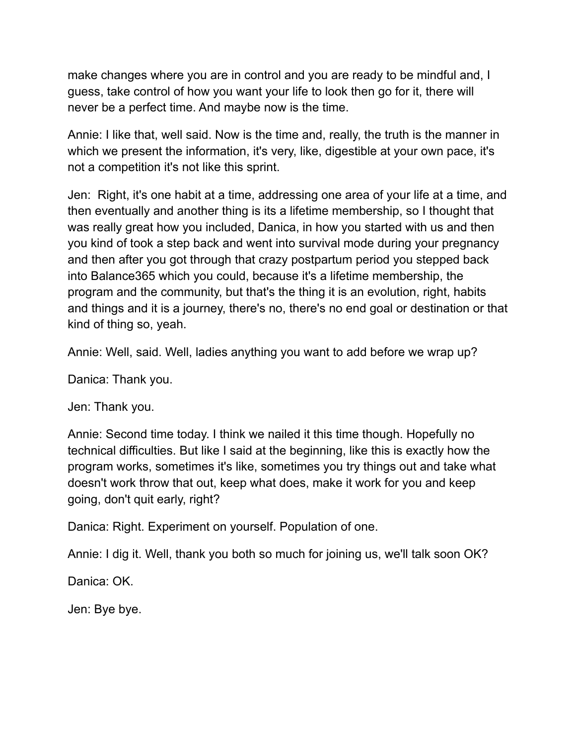make changes where you are in control and you are ready to be mindful and, I guess, take control of how you want your life to look then go for it, there will never be a perfect time. And maybe now is the time.

Annie: I like that, well said. Now is the time and, really, the truth is the manner in which we present the information, it's very, like, digestible at your own pace, it's not a competition it's not like this sprint.

Jen:  Right, it's one habit at a time, addressing one area of your life at a time, and then eventually and another thing is its a lifetime membership, so I thought that was really great how you included, Danica, in how you started with us and then you kind of took a step back and went into survival mode during your pregnancy and then after you got through that crazy postpartum period you stepped back into Balance365 which you could, because it's a lifetime membership, the program and the community, but that's the thing it is an evolution, right, habits and things and it is a journey, there's no, there's no end goal or destination or that kind of thing so, yeah.

Annie: Well, said. Well, ladies anything you want to add before we wrap up?

Danica: Thank you.

Jen: Thank you.

Annie: Second time today. I think we nailed it this time though. Hopefully no technical difficulties. But like I said at the beginning, like this is exactly how the program works, sometimes it's like, sometimes you try things out and take what doesn't work throw that out, keep what does, make it work for you and keep going, don't quit early, right?

Danica: Right. Experiment on yourself. Population of one.

Annie: I dig it. Well, thank you both so much for joining us, we'll talk soon OK?

Danica: OK.

Jen: Bye bye.